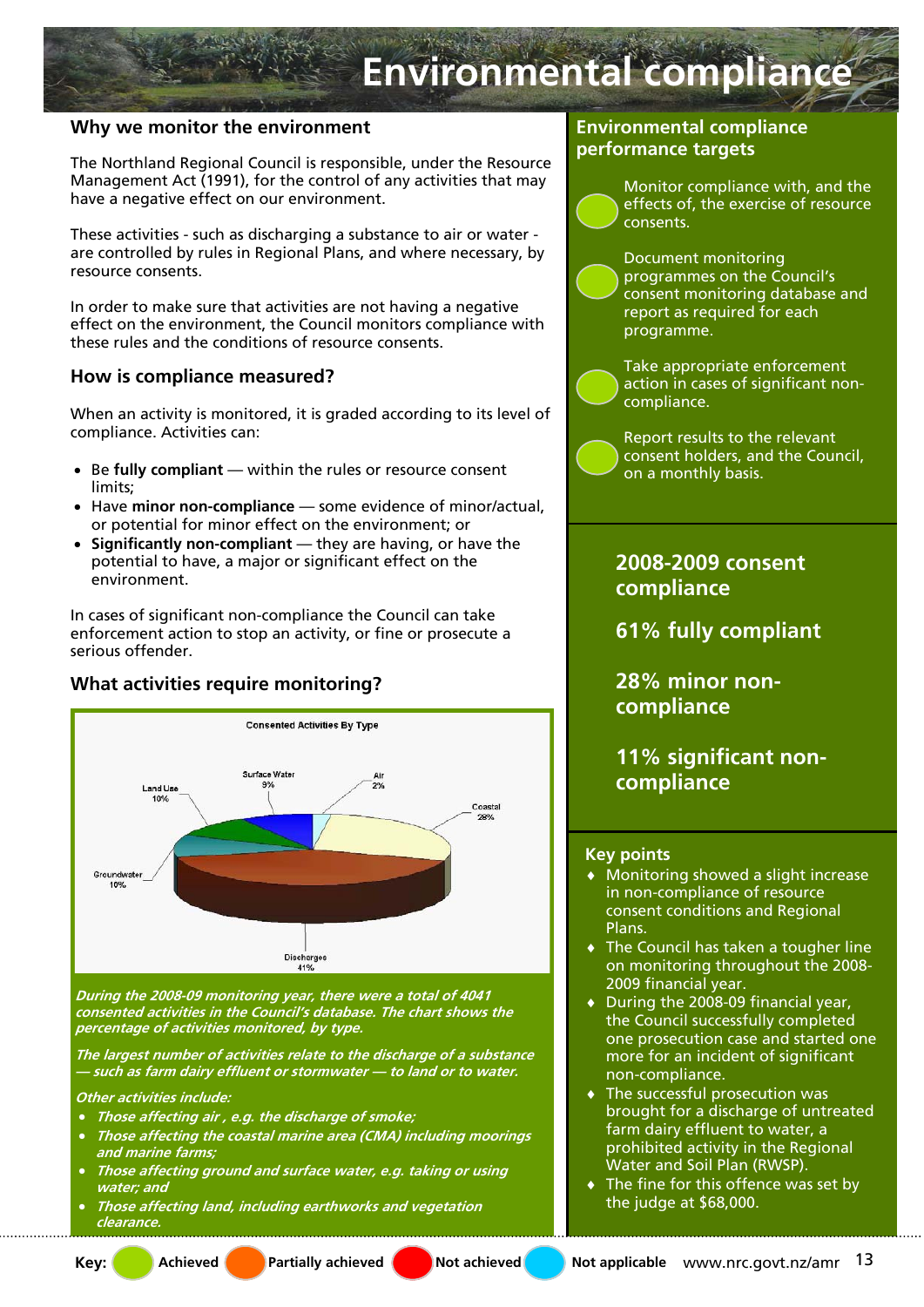# Environmental compliance

## Why we monitor the environment

The Northland Regional Council is responsible, under the Resource Management Act (1991), for the control of any activities that may have a negative effect on our environment.

These activities - such as discharging a substance to air or water - are controlled by rules in Regional Plans, and where necessary, by resource consents.

In order to make sure that activities are not having a negative effect on the environment, the Council monitors compliance with these rules and the conditions of resource consents.

## How is compliance measured?

When an activity is monitored, it is graded according to its level of compliance. Activities can:

- Be **fully compliant** — within the rules or resource consent limits;
- Have **minor non-compliance** — some evidence of minor/actual, or potential for minor effect on the environment; or
- **Significantly non-compliant** — they are having, or have the potential to have, a major or significant effect on the environment.

In cases of significant non-compliance the Council can take enforcement action to stop an activity, or fine or prosecute a serious offender.

## What activities require monitoring?

**Consented Activities By Type**

| Type | Percentage |
|---|---|
| Land Use | 10% |
| Surface Water | 9% |
| Air | 2% |
| Coastal | 28% |
| Groundwater | 10% |
| Discharges | 41% |

*During the 2008-09 monitoring year, there were a total of 4041 consented activities in the Council's database. The chart shows the percentage of activities monitored, by type.*

*The largest number of activities relate to the discharge of a substance — such as farm dairy effluent or stormwater — to land or to water.*

*Other activities include:*

- *Those affecting air , e.g. the discharge of smoke;*
- *Those affecting the coastal marine area (CMA) including moorings and marine farms;*
- *Those affecting ground and surface water, e.g. taking or using water; and*
- *Those affecting land, including earthworks and vegetation clearance.*

## Environmental compliance performance targets

- Monitor compliance with, and the effects of, the exercise of resource consents. (Achieved)
- Document monitoring programmes on the Council's consent monitoring database and report as required for each programme. (Achieved)
- Take appropriate enforcement action in cases of significant non-compliance. (Achieved)
- Report results to the relevant consent holders, and the Council, on a monthly basis. (Achieved)

## 2008-2009 consent compliance

**61% fully compliant**

**28% minor non-compliance**

**11% significant non-compliance**

## Key points

- Monitoring showed a slight increase in non-compliance of resource consent conditions and Regional Plans.
- The Council has taken a tougher line on monitoring throughout the 2008-2009 financial year.
- During the 2008-09 financial year, the Council successfully completed one prosecution case and started one more for an incident of significant non-compliance.
- The successful prosecution was brought for a discharge of untreated farm dairy effluent to water, a prohibited activity in the Regional Water and Soil Plan (RWSP).
- The fine for this offence was set by the judge at $68,000.

**Key:** Achieved | Partially achieved | Not achieved | Not applicable

www.nrc.govt.nz/amr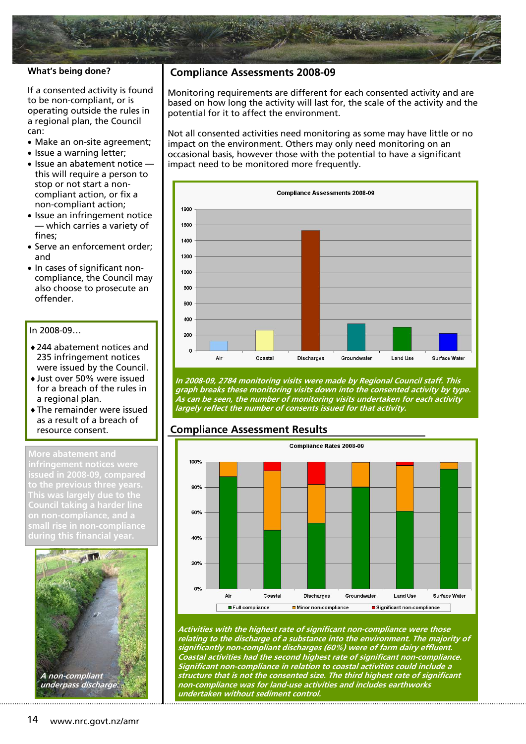**What's being done?**

If a consented activity is found to be non-compliant, or is operating outside the rules in a regional plan, the Council can:

- Make an on-site agreement;
- Issue a warning letter;
- Issue an abatement notice — this will require a person to stop or not start a non-compliant action, or fix a non-compliant action;
- Issue an infringement notice — which carries a variety of fines;
- Serve an enforcement order; and
- In cases of significant non-compliance, the Council may also choose to prosecute an offender.

In 2008-09…

- 244 abatement notices and 235 infringement notices were issued by the Council.
- Just over 50% were issued for a breach of the rules in a regional plan.
- The remainder were issued as a result of a breach of resource consent.

More abatement and infringement notices were issued in 2008-09, compared to the previous three years. This was largely due to the Council taking a harder line on non-compliance, and a small rise in non-compliance during this financial year.

*A non-compliant underpass discharge.*

## Compliance Assessments 2008-09

Monitoring requirements are different for each consented activity and are based on how long the activity will last for, the scale of the activity and the potential for it to affect the environment.

Not all consented activities need monitoring as some may have little or no impact on the environment. Others may only need monitoring on an occasional basis, however those with the potential to have a significant impact need to be monitored more frequently.

Compliance Assessments 2008-09

1800
1600
1400
1200
1000
800
600
400
200
0

Air
Coastal
Discharges
Groundwater
Land Use
Surface Water

*In 2008-09, 2784 monitoring visits were made by Regional Council staff. This graph breaks these monitoring visits down into the consented activity by type. As can be seen, the number of monitoring visits undertaken for each activity largely reflect the number of consents issued for that activity.*

## Compliance Assessment Results

Compliance Rates 2008-09

100%
80%
60%
40%
20%
0%

Air
Coastal
Discharges
Groundwater
Land Use
Surface Water

Full compliance
Minor non-compliance
Significant non-compliance

*Activities with the highest rate of significant non-compliance were those relating to the discharge of a substance into the environment. The majority of significantly non-compliant discharges (60%) were of farm dairy effluent. Coastal activities had the second highest rate of significant non-compliance. Significant non-compliance in relation to coastal activities could include a structure that is not the consented size. The third highest rate of significant non-compliance was for land-use activities and includes earthworks undertaken without sediment control.*

www.nrc.govt.nz/amr